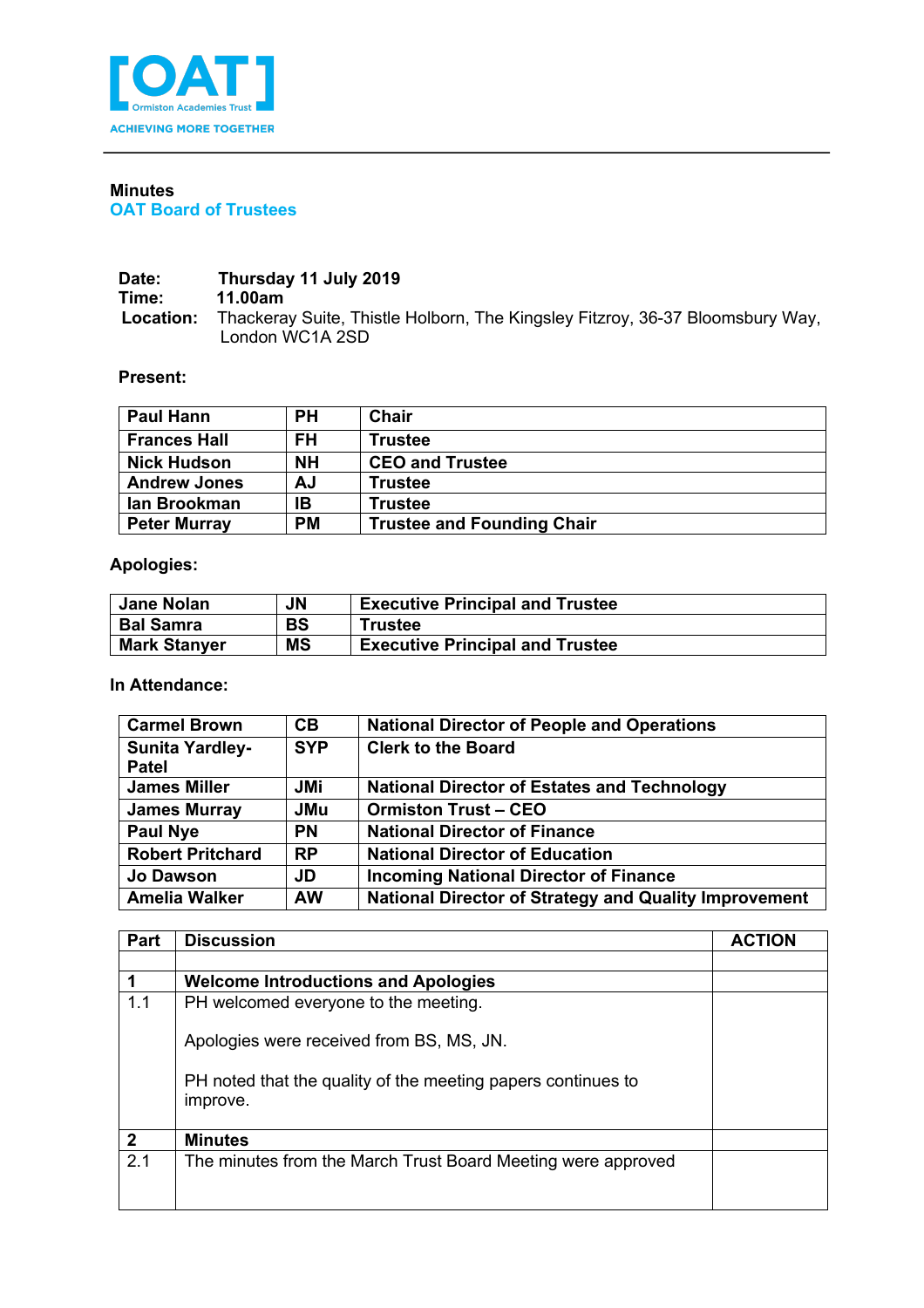[OAT] Ormiston Academies Trust
ACHIEVING MORE TOGETHER

**Minutes**
## OAT Board of Trustees

**Date:** **Thursday 11 July 2019**
**Time:** **11.00am**
**Location:** Thackeray Suite, Thistle Holborn, The Kingsley Fitzroy, 36-37 Bloomsbury Way, London WC1A 2SD

**Present:**

| Paul Hann | PH | Chair |
|---|---|---|
| Frances Hall | FH | Trustee |
| Nick Hudson | NH | CEO and Trustee |
| Andrew Jones | AJ | Trustee |
| Ian Brookman | IB | Trustee |
| Peter Murray | PM | Trustee and Founding Chair |

**Apologies:**

| Jane Nolan | JN | Executive Principal and Trustee |
|---|---|---|
| Bal Samra | BS | Trustee |
| Mark Stanyer | MS | Executive Principal and Trustee |

**In Attendance:**

| Carmel Brown | CB | National Director of People and Operations |
|---|---|---|
| Sunita Yardley-Patel | SYP | Clerk to the Board |
| James Miller | JMi | National Director of Estates and Technology |
| James Murray | JMu | Ormiston Trust – CEO |
| Paul Nye | PN | National Director of Finance |
| Robert Pritchard | RP | National Director of Education |
| Jo Dawson | JD | Incoming National Director of Finance |
| Amelia Walker | AW | National Director of Strategy and Quality Improvement |

| Part | Discussion | ACTION |
|---|---|---|
| | | |
| **1** | **Welcome Introductions and Apologies** | |
| 1.1 | PH welcomed everyone to the meeting.<br><br>Apologies were received from BS, MS, JN.<br><br>PH noted that the quality of the meeting papers continues to improve. | |
| **2** | **Minutes** | |
| 2.1 | The minutes from the March Trust Board Meeting were approved | |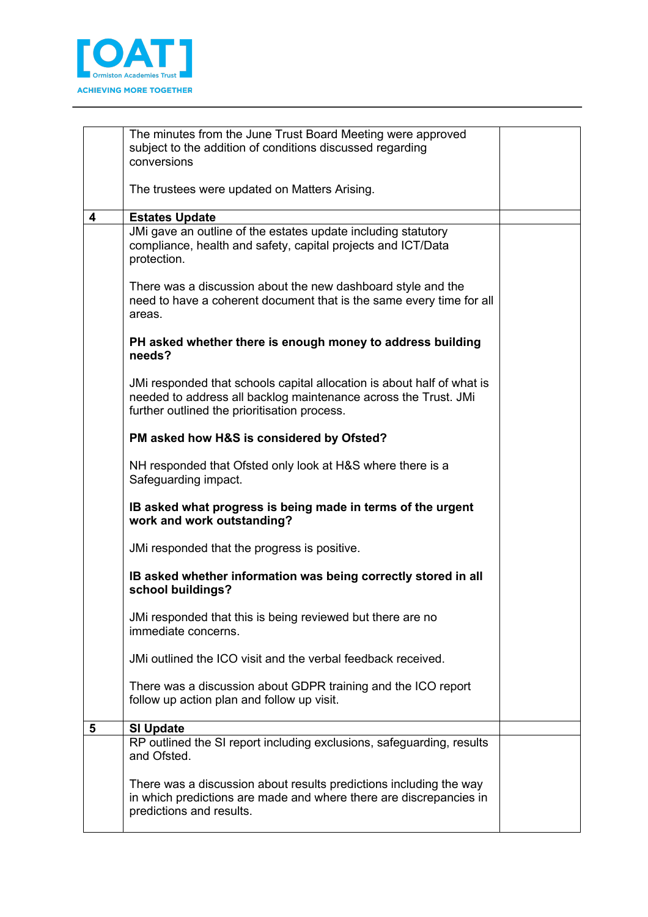| | | |
|---|---|---|
| | The minutes from the June Trust Board Meeting were approved subject to the addition of conditions discussed regarding conversions<br><br>The trustees were updated on Matters Arising. | |
| **4** | **Estates Update** | |
| | JMi gave an outline of the estates update including statutory compliance, health and safety, capital projects and ICT/Data protection.<br><br>There was a discussion about the new dashboard style and the need to have a coherent document that is the same every time for all areas.<br><br>**PH asked whether there is enough money to address building needs?**<br><br>JMi responded that schools capital allocation is about half of what is needed to address all backlog maintenance across the Trust. JMi further outlined the prioritisation process.<br><br>**PM asked how H&S is considered by Ofsted?**<br><br>NH responded that Ofsted only look at H&S where there is a Safeguarding impact.<br><br>**IB asked what progress is being made in terms of the urgent work and work outstanding?**<br><br>JMi responded that the progress is positive.<br><br>**IB asked whether information was being correctly stored in all school buildings?**<br><br>JMi responded that this is being reviewed but there are no immediate concerns.<br><br>JMi outlined the ICO visit and the verbal feedback received.<br><br>There was a discussion about GDPR training and the ICO report follow up action plan and follow up visit. | |
| **5** | **SI Update** | |
| | RP outlined the SI report including exclusions, safeguarding, results and Ofsted.<br><br>There was a discussion about results predictions including the way in which predictions are made and where there are discrepancies in predictions and results. | |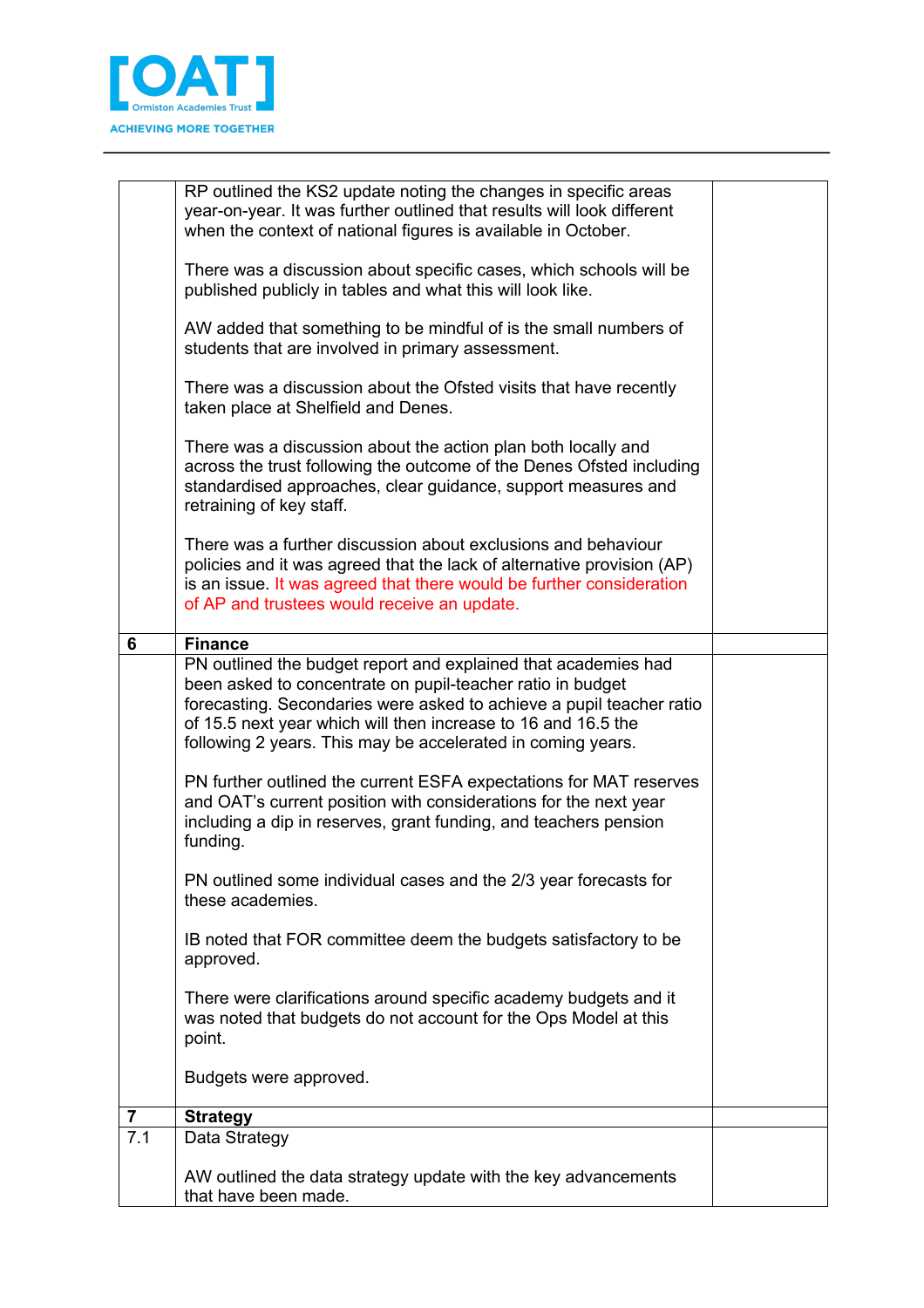| | | |
|---|---|---|
| | RP outlined the KS2 update noting the changes in specific areas year-on-year. It was further outlined that results will look different when the context of national figures is available in October.<br><br>There was a discussion about specific cases, which schools will be published publicly in tables and what this will look like.<br><br>AW added that something to be mindful of is the small numbers of students that are involved in primary assessment.<br><br>There was a discussion about the Ofsted visits that have recently taken place at Shelfield and Denes.<br><br>There was a discussion about the action plan both locally and across the trust following the outcome of the Denes Ofsted including standardised approaches, clear guidance, support measures and retraining of key staff.<br><br>There was a further discussion about exclusions and behaviour policies and it was agreed that the lack of alternative provision (AP) is an issue. It was agreed that there would be further consideration of AP and trustees would receive an update. | |
| **6** | **Finance** | |
| | PN outlined the budget report and explained that academies had been asked to concentrate on pupil-teacher ratio in budget forecasting. Secondaries were asked to achieve a pupil teacher ratio of 15.5 next year which will then increase to 16 and 16.5 the following 2 years. This may be accelerated in coming years.<br><br>PN further outlined the current ESFA expectations for MAT reserves and OAT's current position with considerations for the next year including a dip in reserves, grant funding, and teachers pension funding.<br><br>PN outlined some individual cases and the 2/3 year forecasts for these academies.<br><br>IB noted that FOR committee deem the budgets satisfactory to be approved.<br><br>There were clarifications around specific academy budgets and it was noted that budgets do not account for the Ops Model at this point.<br><br>Budgets were approved. | |
| **7** | **Strategy** | |
| 7.1 | Data Strategy<br><br>AW outlined the data strategy update with the key advancements that have been made. | |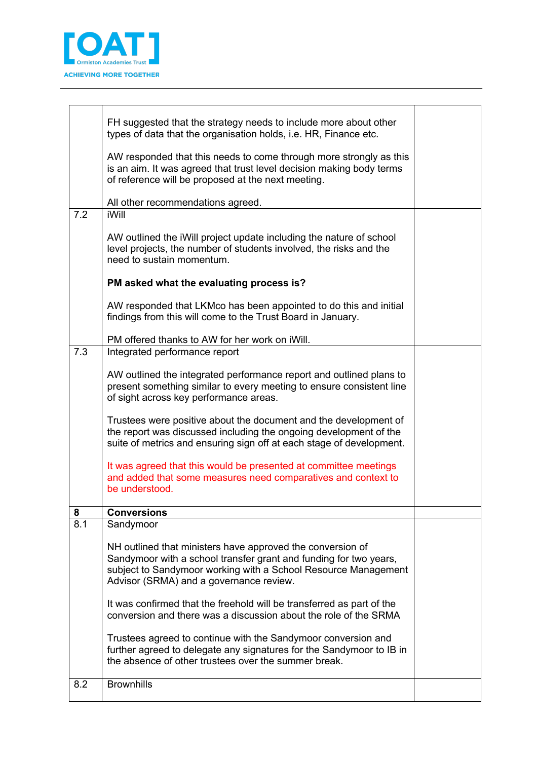| | | |
|---|---|---|
| | FH suggested that the strategy needs to include more about other types of data that the organisation holds, i.e. HR, Finance etc.<br><br>AW responded that this needs to come through more strongly as this is an aim. It was agreed that trust level decision making body terms of reference will be proposed at the next meeting.<br><br>All other recommendations agreed. | |
| 7.2 | iWill<br><br>AW outlined the iWill project update including the nature of school level projects, the number of students involved, the risks and the need to sustain momentum.<br><br>**PM asked what the evaluating process is?**<br><br>AW responded that LKMco has been appointed to do this and initial findings from this will come to the Trust Board in January.<br><br>PM offered thanks to AW for her work on iWill. | |
| 7.3 | Integrated performance report<br><br>AW outlined the integrated performance report and outlined plans to present something similar to every meeting to ensure consistent line of sight across key performance areas.<br><br>Trustees were positive about the document and the development of the report was discussed including the ongoing development of the suite of metrics and ensuring sign off at each stage of development.<br><br>It was agreed that this would be presented at committee meetings and added that some measures need comparatives and context to be understood. | |
| **8** | **Conversions** | |
| 8.1 | Sandymoor<br><br>NH outlined that ministers have approved the conversion of Sandymoor with a school transfer grant and funding for two years, subject to Sandymoor working with a School Resource Management Advisor (SRMA) and a governance review.<br><br>It was confirmed that the freehold will be transferred as part of the conversion and there was a discussion about the role of the SRMA<br><br>Trustees agreed to continue with the Sandymoor conversion and further agreed to delegate any signatures for the Sandymoor to IB in the absence of other trustees over the summer break. | |
| 8.2 | Brownhills | |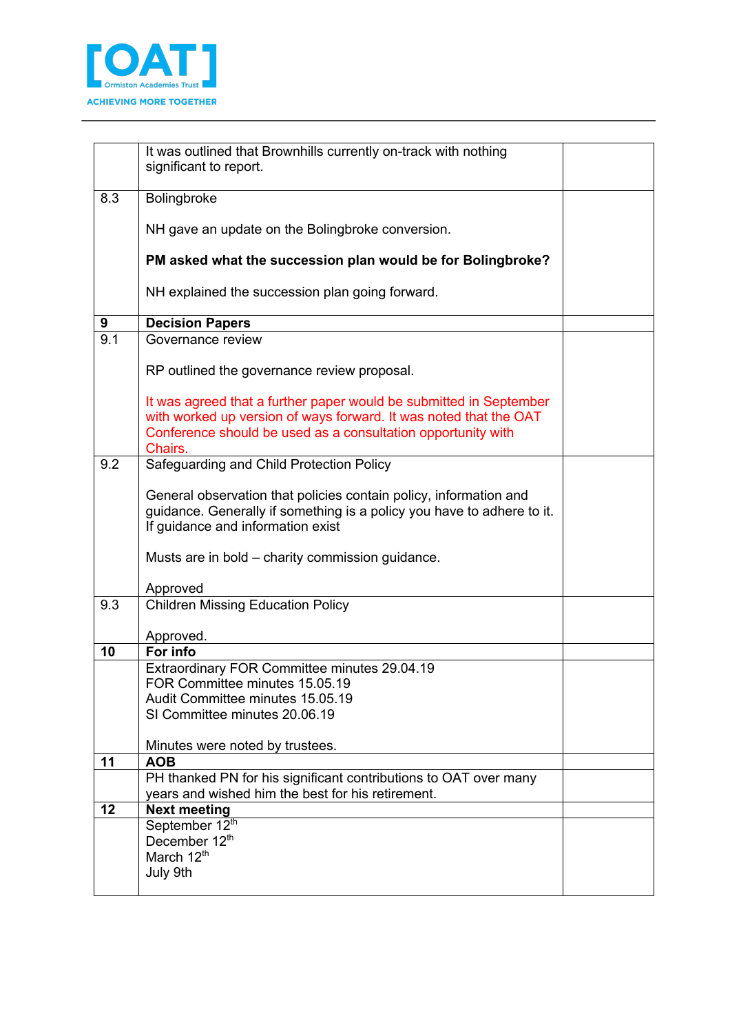| | | |
|---|---|---|
| | It was outlined that Brownhills currently on-track with nothing significant to report. | |
| 8.3 | Bolingbroke<br><br>NH gave an update on the Bolingbroke conversion.<br><br>**PM asked what the succession plan would be for Bolingbroke?**<br><br>NH explained the succession plan going forward. | |
| **9** | **Decision Papers** | |
| 9.1 | Governance review<br><br>RP outlined the governance review proposal.<br><br>It was agreed that a further paper would be submitted in September with worked up version of ways forward. It was noted that the OAT Conference should be used as a consultation opportunity with Chairs. | |
| 9.2 | Safeguarding and Child Protection Policy<br><br>General observation that policies contain policy, information and guidance. Generally if something is a policy you have to adhere to it. If guidance and information exist<br><br>Musts are in bold – charity commission guidance.<br><br>Approved | |
| 9.3 | Children Missing Education Policy<br><br>Approved. | |
| **10** | **For info** | |
| | Extraordinary FOR Committee minutes 29.04.19<br>FOR Committee minutes 15.05.19<br>Audit Committee minutes 15.05.19<br>SI Committee minutes 20.06.19<br><br>Minutes were noted by trustees. | |
| **11** | **AOB** | |
| | PH thanked PN for his significant contributions to OAT over many years and wished him the best for his retirement. | |
| **12** | **Next meeting** | |
| | September 12th<br>December 12th<br>March 12th<br>July 9th | |